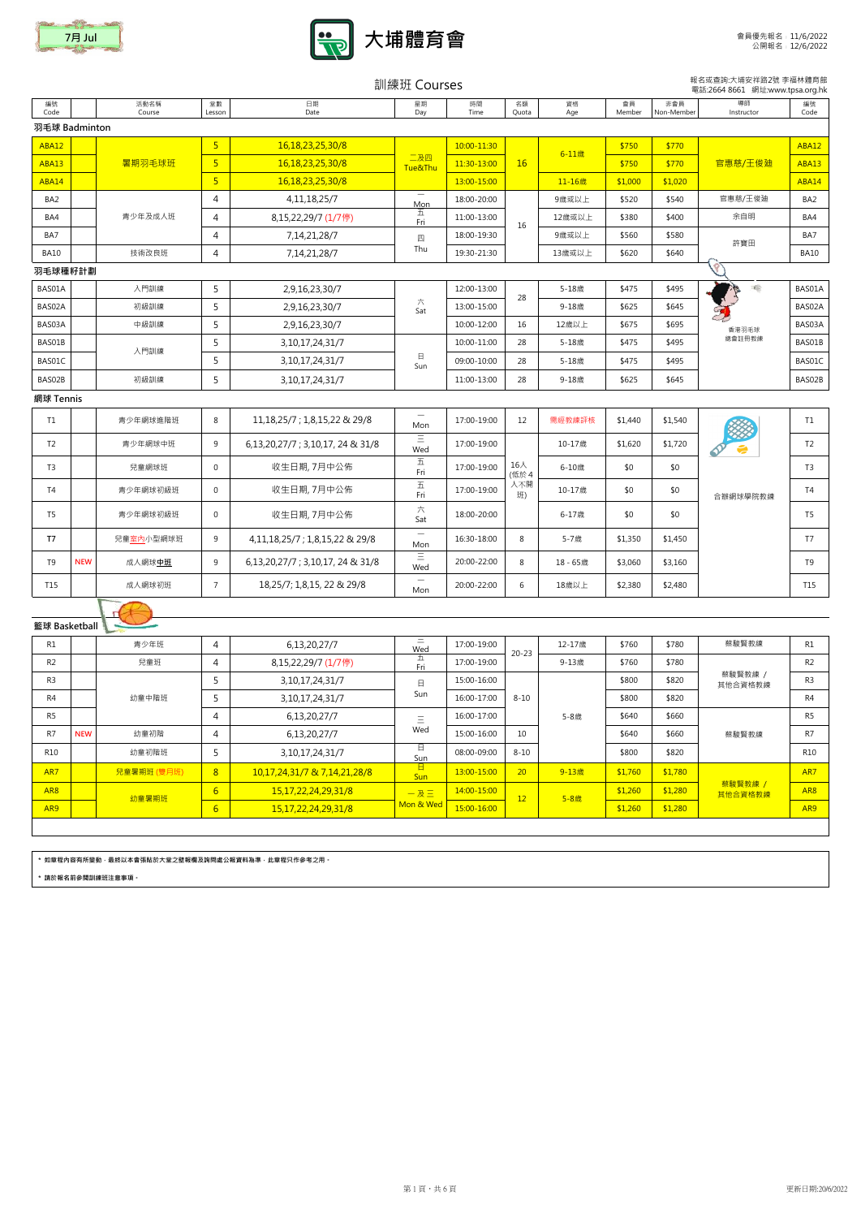7月 Jul

# 大埔體育會

會員優先報名：11/6/2022
公開報名：12/6/2022

## 訓練班 Courses

報名或查詢:大埔安祥路2號 李福林體育館
電話:2664 8661　網址:www.tpsa.org.hk

| 編號 Code | | 活動名稱 Course | 堂數 Lesson | 日期 Date | 星期 Day | 時間 Time | 名額 Quota | 資格 Age | 會員 Member | 非會員 Non-Member | 導師 Instructor | 編號 Code |
|---|---|---|---|---|---|---|---|---|---|---|---|---|
| **羽毛球 Badminton** | | | | | | | | | | | | |
| ABA12 | | 暑期羽毛球班 | 5 | 16,18,23,25,30/8 | 二及四 Tue&Thu | 10:00-11:30 | 16 | 6-11歲 | $750 | $770 | 官惠慈/王俊廸 | ABA12 |
| ABA13 | | 暑期羽毛球班 | 5 | 16,18,23,25,30/8 | 二及四 Tue&Thu | 11:30-13:00 | 16 | 6-11歲 | $750 | $770 | 官惠慈/王俊廸 | ABA13 |
| ABA14 | | 暑期羽毛球班 | 5 | 16,18,23,25,30/8 | 二及四 Tue&Thu | 13:00-15:00 | 16 | 11-16歲 | $1,000 | $1,020 | 官惠慈/王俊廸 | ABA14 |
| BA2 | | 青少年及成人班 | 4 | 4,11,18,25/7 | 一 Mon | 18:00-20:00 | 16 | 9歲或以上 | $520 | $540 | 官惠慈/王俊廸 | BA2 |
| BA4 | | 青少年及成人班 | 4 | 8,15,22,29/7 (1/7停) | 五 Fri | 11:00-13:00 | 16 | 12歲或以上 | $380 | $400 | 余自明 | BA4 |
| BA7 | | 青少年及成人班 | 4 | 7,14,21,28/7 | 四 Thu | 18:00-19:30 | 16 | 9歲或以上 | $560 | $580 | 許寶田 | BA7 |
| BA10 | | 技術改良班 | 4 | 7,14,21,28/7 | 四 Thu | 19:30-21:30 | 16 | 13歲或以上 | $620 | $640 | 許寶田 | BA10 |
| **羽毛球種籽計劃** | | | | | | | | | | | | |
| BAS01A | | 入門訓練 | 5 | 2,9,16,23,30/7 | 六 Sat | 12:00-13:00 | 28 | 5-18歲 | $475 | $495 | 香港羽毛球總會註冊教練 | BAS01A |
| BAS02A | | 初級訓練 | 5 | 2,9,16,23,30/7 | 六 Sat | 13:00-15:00 | 28 | 9-18歲 | $625 | $645 | 香港羽毛球總會註冊教練 | BAS02A |
| BAS03A | | 中級訓練 | 5 | 2,9,16,23,30/7 | 六 Sat | 10:00-12:00 | 16 | 12歲以上 | $675 | $695 | 香港羽毛球總會註冊教練 | BAS03A |
| BAS01B | | 入門訓練 | 5 | 3,10,17,24,31/7 | 日 Sun | 10:00-11:00 | 28 | 5-18歲 | $475 | $495 | 香港羽毛球總會註冊教練 | BAS01B |
| BAS01C | | 入門訓練 | 5 | 3,10,17,24,31/7 | 日 Sun | 09:00-10:00 | 28 | 5-18歲 | $475 | $495 | 香港羽毛球總會註冊教練 | BAS01C |
| BAS02B | | 初級訓練 | 5 | 3,10,17,24,31/7 | 日 Sun | 11:00-13:00 | 28 | 9-18歲 | $625 | $645 | 香港羽毛球總會註冊教練 | BAS02B |
| **網球 Tennis** | | | | | | | | | | | | |
| T1 | | 青少年網球進階班 | 8 | 11,18,25/7 ; 1,8,15,22 & 29/8 | 一 Mon | 17:00-19:00 | 12 | 需經教練評核 | $1,440 | $1,540 | 合辦網球學院教練 | T1 |
| T2 | | 青少年網球中班 | 9 | 6,13,20,27/7 ; 3,10,17, 24 & 31/8 | 三 Wed | 17:00-19:00 | 16人 (低於4人不開班) | 10-17歲 | $1,620 | $1,720 | 合辦網球學院教練 | T2 |
| T3 | | 兒童網球班 | 0 | 收生日期, 7月中公佈 | 五 Fri | 17:00-19:00 | 16人 (低於4人不開班) | 6-10歲 | $0 | $0 | 合辦網球學院教練 | T3 |
| T4 | | 青少年網球初級班 | 0 | 收生日期, 7月中公佈 | 五 Fri | 17:00-19:00 | 16人 (低於4人不開班) | 10-17歲 | $0 | $0 | 合辦網球學院教練 | T4 |
| T5 | | 青少年網球初級班 | 0 | 收生日期, 7月中公佈 | 六 Sat | 18:00-20:00 | 16人 (低於4人不開班) | 6-17歲 | $0 | $0 | 合辦網球學院教練 | T5 |
| T7 | | 兒童室內小型網球班 | 9 | 4,11,18,25/7 ; 1,8,15,22 & 29/8 | 一 Mon | 16:30-18:00 | 8 | 5-7歲 | $1,350 | $1,450 | 合辦網球學院教練 | T7 |
| T9 | NEW | 成人網球中班 | 9 | 6,13,20,27/7 ; 3,10,17, 24 & 31/8 | 三 Wed | 20:00-22:00 | 8 | 18 - 65歲 | $3,060 | $3,160 | 合辦網球學院教練 | T9 |
| T15 | | 成人網球初班 | 7 | 18,25/7; 1,8,15, 22 & 29/8 | 一 Mon | 20:00-22:00 | 6 | 18歲以上 | $2,380 | $2,480 | 合辦網球學院教練 | T15 |
| **籃球 Basketball** | | | | | | | | | | | | |
| R1 | | 青少年班 | 4 | 6,13,20,27/7 | 三 Wed | 17:00-19:00 | 20-23 | 12-17歲 | $760 | $780 | 蔡駿賢教練 | R1 |
| R2 | | 兒童班 | 4 | 8,15,22,29/7 (1/7停) | 五 Fri | 17:00-19:00 | 20-23 | 9-13歲 | $760 | $780 | 蔡駿賢教練 | R2 |
| R3 | | 幼童中階班 | 5 | 3,10,17,24,31/7 | 日 Sun | 15:00-16:00 | 8-10 | 5-8歲 | $800 | $820 | 蔡駿賢教練 / 其他合資格教練 | R3 |
| R4 | | 幼童中階班 | 5 | 3,10,17,24,31/7 | 日 Sun | 16:00-17:00 | 8-10 | 5-8歲 | $800 | $820 | 蔡駿賢教練 / 其他合資格教練 | R4 |
| R5 | | 幼童中階班 | 4 | 6,13,20,27/7 | 三 Wed | 16:00-17:00 | 8-10 | 5-8歲 | $640 | $660 | 蔡駿賢教練 | R5 |
| R7 | NEW | 幼童初階 | 4 | 6,13,20,27/7 | 三 Wed | 15:00-16:00 | 10 | 5-8歲 | $640 | $660 | 蔡駿賢教練 | R7 |
| R10 | | 幼童初階班 | 5 | 3,10,17,24,31/7 | 日 Sun | 08:00-09:00 | 8-10 | 5-8歲 | $800 | $820 | 蔡駿賢教練 | R10 |
| AR7 | | 兒童暑期班 (雙月班) | 8 | 10,17,24,31/7 & 7,14,21,28/8 | 日 Sun | 13:00-15:00 | 20 | 9-13歲 | $1,760 | $1,780 | 蔡駿賢教練 / 其他合資格教練 | AR7 |
| AR8 | | 幼童暑期班 | 6 | 15,17,22,24,29,31/8 | 一及三 Mon & Wed | 14:00-15:00 | 12 | 5-8歲 | $1,260 | $1,280 | 蔡駿賢教練 / 其他合資格教練 | AR8 |
| AR9 | | 幼童暑期班 | 6 | 15,17,22,24,29,31/8 | 一及三 Mon & Wed | 15:00-16:00 | 12 | 5-8歲 | $1,260 | $1,280 | 蔡駿賢教練 / 其他合資格教練 | AR9 |

* 如章程內容有所變動，最終以本會張貼於大堂之壁報欄及詢問處公報資料為準，此章程只作參考之用。

* 請於報名前參閱訓練班注意事項。

更新日期:20/6/2022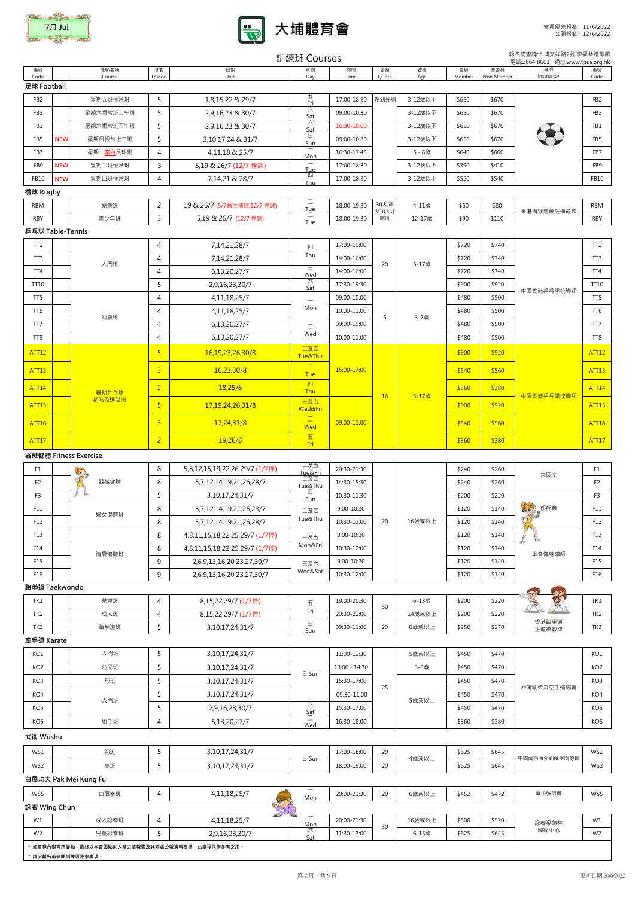7月 Jul

# 大埔體育會

會員優先報名：11/6/2022
公開報名：12/6/2022

報名或查詢:大埔安祥路2號 李福林體育館
電話:2664 8661 網址:www.tpsa.org.hk

## 訓練班 Courses

| 編號 Code | | 活動名稱 Course | 堂數 Lesson | 日期 Date | 星期 Day | 時間 Time | 名額 Quota | 資格 Age | 會員 Member | 非會員 Non Member | 導師 Instructor | 編號 Code |
|---|---|---|---|---|---|---|---|---|---|---|---|---|
| **足球 Football** | | | | | | | | | | | | |
| FB2 | | 星期五班恆常班 | 5 | 1,8,15,22 & 29/7 | 五 Fri | 17:00-18:30 | 先到先得 | 3-12歲以下 | $650 | $670 | | FB2 |
| FB3 | | 星期六恆常班上午班 | 5 | 2,9,16,23 & 30/7 | 六 Sat | 09:00-10:30 | | 3-12歲以下 | $650 | $670 | | FB3 |
| FB1 | | 星期六恆常班下午班 | 5 | 2,9,16,23 & 30/7 | 六 Sat | 16:30-18:00 | | 3-12歲以下 | $650 | $670 | | FB1 |
| FB5 | NEW | 星期日恆常上午班 | 5 | 3,10,17,24 & 31/7 | 日 Sun | 09:00-10:30 | | 3-12歲以下 | $650 | $670 | | FB5 |
| FB7 | | 星期一室內足球班 | 4 | 4,11,18 & 25/7 | 一 Mon | 16:30-17:45 | | 5 - 8歲 | $640 | $660 | | FB7 |
| FB9 | NEW | 星期二班恆常班 | 3 | 5,19 & 26/7 (12/7 停課) | 二 Tue | 17:00-18:30 | | 3-12歲以下 | $390 | $410 | | FB9 |
| FB10 | NEW | 星期四班恆常班 | 4 | 7,14,21 & 28/7 | 四 Thu | 17:00-18:30 | | 3-12歲以下 | $520 | $540 | | FB10 |
| **欖球 Rugby** | | | | | | | | | | | | |
| RBM | | 兒童班 | 2 | 19 & 26/7 (5/7舊生補課,12/7 停課) | 二 Tue | 18:00-19:30 | 30人,最少10人才開班 | 4-11歲 | $60 | $80 | 香港欖球總會註冊教練 | RBM |
| RBY | | 青少年班 | 3 | 5,19 & 26/7 (12/7 停課) | 二 Tue | 18:00-19:30 | | 12-17歲 | $90 | $110 | | RBY |
| **乒乓球 Table-Tennis** | | | | | | | | | | | | |
| TT2 | | 入門班 | 4 | 7,14,21,28/7 | 四 Thu | 17:00-19:00 | 20 | 5-17歲 | $720 | $740 | 中國香港乒乓學校導師 | TT2 |
| TT3 | | | 4 | 7,14,21,28/7 | | 14:00-16:00 | | | $720 | $740 | | TT3 |
| TT4 | | | 4 | 6,13,20,27/7 | 三 Wed | 14:00-16:00 | | | $720 | $740 | | TT4 |
| TT10 | | | 5 | 2,9,16,23,30/7 | 六 Sat | 17:30-19:30 | | | $900 | $920 | | TT10 |
| TT5 | | 幼童班 | 4 | 4,11,18,25/7 | 一 Mon | 09:00-10:00 | 6 | 3-7歲 | $480 | $500 | | TT5 |
| TT6 | | | 4 | 4,11,18,25/7 | | 10:00-11:00 | | | $480 | $500 | | TT6 |
| TT7 | | | 4 | 6,13,20,27/7 | 三 Wed | 09:00-10:00 | | | $480 | $500 | | TT7 |
| TT8 | | | 4 | 6,13,20,27/7 | | 10:00-11:00 | | | $480 | $500 | | TT8 |
| ATT12 | | 暑期乒乓球初階及進階班 | 5 | 16,19,23,26,30/8 | 二及四 Tue&Thu | 15:00-17:00 | 16 | 5-17歲 | $900 | $920 | 中國香港乒乓學校導師 | ATT12 |
| ATT13 | | | 3 | 16,23,30/8 | 二 Tue | | | | $540 | $560 | | ATT13 |
| ATT14 | | | 2 | 18,25/8 | 四 Thu | | | | $360 | $380 | | ATT14 |
| ATT15 | | | 5 | 17,19,24,26,31/8 | 三及五 Wed&Fri | 09:00-11:00 | | | $900 | $920 | | ATT15 |
| ATT16 | | | 3 | 17,24,31/8 | 三 Wed | | | | $540 | $560 | | ATT16 |
| ATT17 | | | 2 | 19,26/8 | 五 Fri | | | | $360 | $380 | | ATT17 |
| **器械健體 Fitness Exercise** | | | | | | | | | | | | |
| F1 | | 器械健體 | 8 | 5,8,12,15,19,22,26,29/7 (1/7停) | 二及五 Tue&Fri | 20:30-21:30 | 20 | 16歲或以上 | $240 | $260 | 宋國文 | F1 |
| F2 | | | 8 | 5,7,12,14,19,21,26,28/7 | 二及四 Tue&Thu | 14:30-15:30 | | | $240 | $260 | | F2 |
| F3 | | | 5 | 3,10,17,24,31/7 | 日 Sun | 10:30-11:30 | | | $200 | $220 | | F3 |
| F11 | | 婦女健體班 | 8 | 5,7,12,14,19,21,26,28/7 | 二及四 Tue&Thu | 9:00-10:30 | | | $120 | $140 | 郁靜英 | F11 |
| F12 | | | 8 | 5,7,12,14,19,21,26,28/7 | | 10:30-12:00 | | | $120 | $140 | | F12 |
| F13 | | 清晨健體班 | 8 | 4,8,11,15,18,22,25,29/7 (1/7停) | 一及五 Mon&Fri | 9:00-10:30 | | | $120 | $140 | 本會健身導師 | F13 |
| F14 | | | 8 | 4,8,11,15,18,22,25,29/7 (1/7停) | | 10:30-12:00 | | | $120 | $140 | | F14 |
| F15 | | | 9 | 2,6,9,13,16,20,23,27,30/7 | 三及六 Wed&Sat | 9:00-10:30 | | | $120 | $140 | | F15 |
| F16 | | | 9 | 2,6,9,13,16,20,23,27,30/7 | | 10:30-12:00 | | | $120 | $140 | | F16 |
| **跆拳道 Taekwondo** | | | | | | | | | | | | |
| TK1 | | 兒童班 | 4 | 8,15,22,29/7 (1/7停) | 五 Fri | 19:00-20:30 | 50 | 6-13歲 | $200 | $220 | 香港跆拳道正道館教練 | TK1 |
| TK2 | | 成人班 | 4 | 8,15,22,29/7 (1/7停) | | 20:30-22:00 | | 14歲或以上 | $200 | $220 | | TK2 |
| TK3 | | 跆拳道班 | 5 | 3,10,17,24,31/7 | 日 Sun | 09:30-11:00 | 20 | 6歲或以上 | $250 | $270 | | TK3 |
| **空手道 Karate** | | | | | | | | | | | | |
| KO1 | | 入門班 | 5 | 3,10,17,24,31/7 | 日 Sun | 11:00-12:30 | 25 | 5歲或以上 | $450 | $470 | 沖縄剛柔流空手道協會 | KO1 |
| KO2 | | 幼兒班 | 5 | 3,10,17,24,31/7 | | 13:00 - 14:30 | | 3-5歲 | $450 | $470 | | KO2 |
| KO3 | | 形班 | 5 | 3,10,17,24,31/7 | | 15:30-17:00 | | 5歲或以上 | $450 | $470 | | KO3 |
| KO4 | | 入門班 | 5 | 3,10,17,24,31/7 | | 09:30-11:00 | | | $450 | $470 | | KO4 |
| KO5 | | | 5 | 2,9,16,23,30/7 | 六 Sat | 15:30-17:00 | | | $450 | $470 | | KO5 |
| KO6 | | 組手班 | 4 | 6,13,20,27/7 | 三 Wed | 16:30-18:00 | | | $360 | $380 | | KO6 |
| **武術 Wushu** | | | | | | | | | | | | |
| WS1 | | 初班 | 5 | 3,10,17,24,31/7 | 日 Sun | 17:00-18:00 | 20 | 4歲或以上 | $625 | $645 | 中國武術海外訓練學院導師 | WS1 |
| WS2 | | 高班 | 5 | 3,10,17,24,31/7 | | 18:00-19:00 | 20 | | $625 | $645 | | WS2 |
| **白眉功夫 Pak Mei Kung Fu** | | | | | | | | | | | | |
| WS5 | | 白眉拳班 | 4 | 4,11,18,25/7 | 一 Mon | 20:00-21:30 | 20 | 6歲或以上 | $452 | $472 | 嚴少強師傅 | WS5 |
| **詠春 Wing Chun** | | | | | | | | | | | | |
| W1 | | 成人詠春班 | 4 | 4,11,18,25/7 | 一 Mon | 20:00-21:30 | 30 | 16歲或以上 | $500 | $520 | 詠春梁錦棠國術中心 | W1 |
| W2 | | 兒童詠春班 | 5 | 2,9,16,23,30/7 | 六 Sat | 11:30-13:00 | | 6-15歲 | $625 | $645 | | W2 |

* 如章程內容有所變動，最終以本會張貼於大堂之壁報欄及詢問處公報資料為準，此章程只作參考之用。
* 請於報名前參閱訓練班注意事項。

更新日期:20/6/2022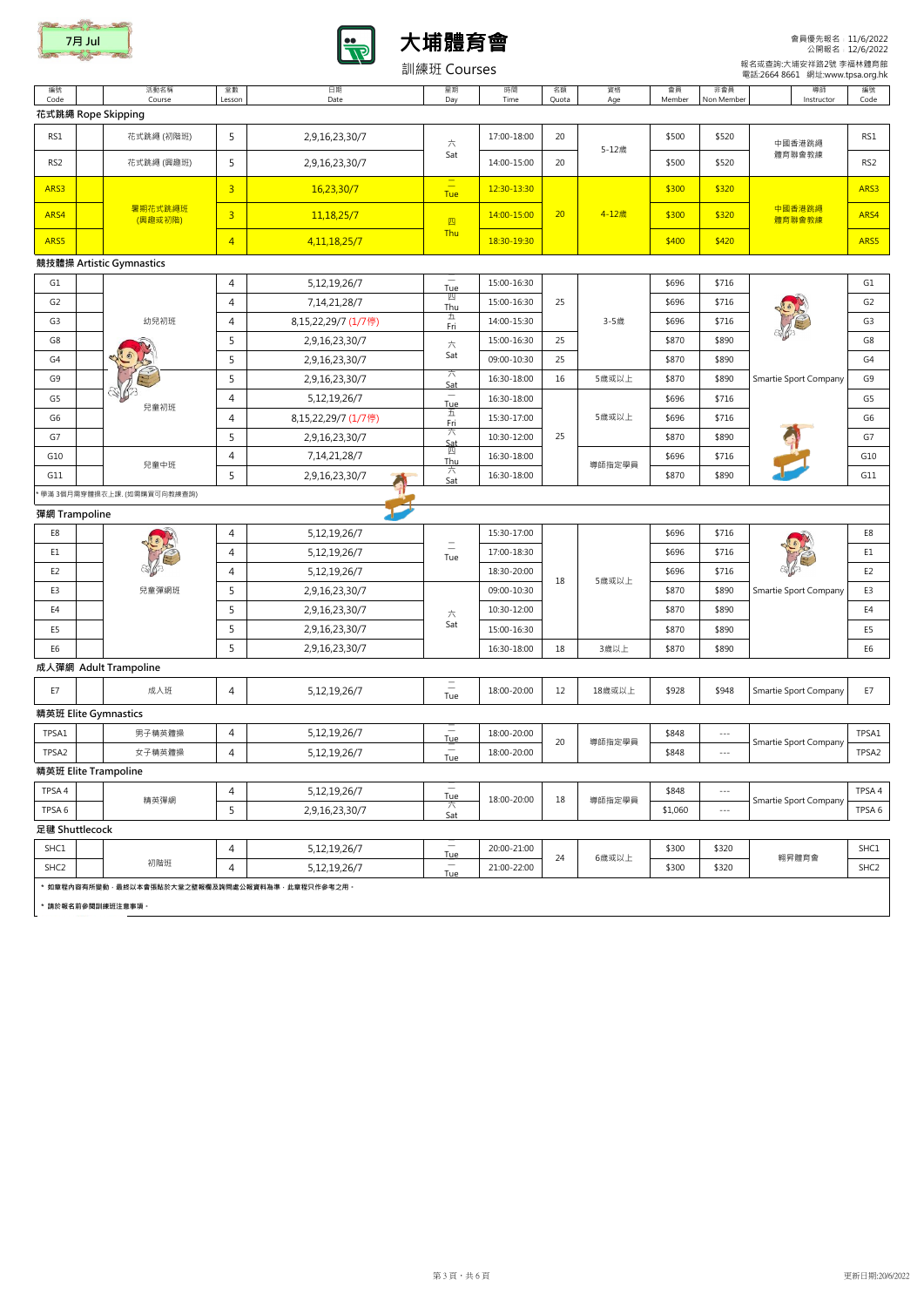7月 Jul

# 大埔體育會

訓練班 Courses

會員優先報名：11/6/2022
公開報名：12/6/2022

報名或查詢:大埔安祥路2號 李福林體育館
電話:2664 8661 網址:www.tpsa.org.hk

| 編號 Code | 活動名稱 Course | 堂數 Lesson | 日期 Date | 星期 Day | 時間 Time | 名額 Quota | 資格 Age | 會員 Member | 非會員 Non Member | 導師 Instructor | 編號 Code |
|---|---|---|---|---|---|---|---|---|---|---|---|
| **花式跳繩 Rope Skipping** | | | | | | | | | | | |
| RS1 | 花式跳繩 (初階班) | 5 | 2,9,16,23,30/7 | 六 Sat | 17:00-18:00 | 20 | 5-12歲 | $500 | $520 | 中國香港跳繩體育聯會教練 | RS1 |
| RS2 | 花式跳繩 (興趣班) | 5 | 2,9,16,23,30/7 | 六 Sat | 14:00-15:00 | 20 | 5-12歲 | $500 | $520 | 中國香港跳繩體育聯會教練 | RS2 |
| ARS3 | 暑期花式跳繩班 (興趣或初階) | 3 | 16,23,30/7 | 二 Tue | 12:30-13:30 | 20 | 4-12歲 | $300 | $320 | 中國香港跳繩體育聯會教練 | ARS3 |
| ARS4 | 暑期花式跳繩班 (興趣或初階) | 3 | 11,18,25/7 | 四 Thu | 14:00-15:00 | 20 | 4-12歲 | $300 | $320 | 中國香港跳繩體育聯會教練 | ARS4 |
| ARS5 | 暑期花式跳繩班 (興趣或初階) | 4 | 4,11,18,25/7 | 四 Thu | 18:30-19:30 | 20 | 4-12歲 | $400 | $420 | 中國香港跳繩體育聯會教練 | ARS5 |
| **競技體操 Artistic Gymnastics** | | | | | | | | | | | |
| G1 | 幼兒初班 | 4 | 5,12,19,26/7 | 二 Tue | 15:00-16:30 | 25 | 3-5歲 | $696 | $716 | Smartie Sport Company | G1 |
| G2 | 幼兒初班 | 4 | 7,14,21,28/7 | 四 Thu | 15:00-16:30 | 25 | 3-5歲 | $696 | $716 | Smartie Sport Company | G2 |
| G3 | 幼兒初班 | 4 | 8,15,22,29/7 (1/7停) | 五 Fri | 14:00-15:30 | 25 | 3-5歲 | $696 | $716 | Smartie Sport Company | G3 |
| G8 | 幼兒初班 | 5 | 2,9,16,23,30/7 | 六 Sat | 15:00-16:30 | 25 | 3-5歲 | $870 | $890 | Smartie Sport Company | G8 |
| G4 | 幼兒初班 | 5 | 2,9,16,23,30/7 | 六 Sat | 09:00-10:30 | 25 | 3-5歲 | $870 | $890 | Smartie Sport Company | G4 |
| G9 | 兒童初班 | 5 | 2,9,16,23,30/7 | 六 Sat | 16:30-18:00 | 16 | 5歲或以上 | $870 | $890 | Smartie Sport Company | G9 |
| G5 | 兒童初班 | 4 | 5,12,19,26/7 | 二 Tue | 16:30-18:00 | 25 | 5歲或以上 | $696 | $716 | Smartie Sport Company | G5 |
| G6 | 兒童初班 | 4 | 8,15,22,29/7 (1/7停) | 五 Fri | 15:30-17:00 | 25 | 5歲或以上 | $696 | $716 | Smartie Sport Company | G6 |
| G7 | 兒童初班 | 5 | 2,9,16,23,30/7 | 六 Sat | 10:30-12:00 | 25 | 5歲或以上 | $870 | $890 | Smartie Sport Company | G7 |
| G10 | 兒童中班 | 4 | 7,14,21,28/7 | 四 Thu | 16:30-18:00 | 25 | 導師指定學員 | $696 | $716 | Smartie Sport Company | G10 |
| G11 | 兒童中班 | 5 | 2,9,16,23,30/7 | 六 Sat | 16:30-18:00 | 25 | 導師指定學員 | $870 | $890 | Smartie Sport Company | G11 |
| * 學滿 3個月需穿體操衣上課. (如需購買可向教練查詢) | | | | | | | | | | | |
| **彈網 Trampoline** | | | | | | | | | | | |
| E8 | 兒童彈網班 | 4 | 5,12,19,26/7 | 二 Tue | 15:30-17:00 | 18 | 5歲或以上 | $696 | $716 | Smartie Sport Company | E8 |
| E1 | 兒童彈網班 | 4 | 5,12,19,26/7 | 二 Tue | 17:00-18:30 | 18 | 5歲或以上 | $696 | $716 | Smartie Sport Company | E1 |
| E2 | 兒童彈網班 | 4 | 5,12,19,26/7 | 二 Tue | 18:30-20:00 | 18 | 5歲或以上 | $696 | $716 | Smartie Sport Company | E2 |
| E3 | 兒童彈網班 | 5 | 2,9,16,23,30/7 | 六 Sat | 09:00-10:30 | 18 | 5歲或以上 | $870 | $890 | Smartie Sport Company | E3 |
| E4 | 兒童彈網班 | 5 | 2,9,16,23,30/7 | 六 Sat | 10:30-12:00 | 18 | 5歲或以上 | $870 | $890 | Smartie Sport Company | E4 |
| E5 | 兒童彈網班 | 5 | 2,9,16,23,30/7 | 六 Sat | 15:00-16:30 | 18 | 5歲或以上 | $870 | $890 | Smartie Sport Company | E5 |
| E6 | 兒童彈網班 | 5 | 2,9,16,23,30/7 | 六 Sat | 16:30-18:00 | 18 | 3歲以上 | $870 | $890 | Smartie Sport Company | E6 |
| **成人彈網 Adult Trampoline** | | | | | | | | | | | |
| E7 | 成人班 | 4 | 5,12,19,26/7 | 二 Tue | 18:00-20:00 | 12 | 18歲或以上 | $928 | $948 | Smartie Sport Company | E7 |
| **精英班 Elite Gymnastics** | | | | | | | | | | | |
| TPSA1 | 男子精英體操 | 4 | 5,12,19,26/7 | 二 Tue | 18:00-20:00 | 20 | 導師指定學員 | $848 | --- | Smartie Sport Company | TPSA1 |
| TPSA2 | 女子精英體操 | 4 | 5,12,19,26/7 | 二 Tue | 18:00-20:00 | 20 | 導師指定學員 | $848 | --- | Smartie Sport Company | TPSA2 |
| **精英班 Elite Trampoline** | | | | | | | | | | | |
| TPSA 4 | 精英彈網 | 4 | 5,12,19,26/7 | 二 Tue | 18:00-20:00 | 18 | 導師指定學員 | $848 | --- | Smartie Sport Company | TPSA 4 |
| TPSA 6 | 精英彈網 | 5 | 2,9,16,23,30/7 | 六 Sat | 18:00-20:00 | 18 | 導師指定學員 | $1,060 | --- | Smartie Sport Company | TPSA 6 |
| **足毽 Shuttlecock** | | | | | | | | | | | |
| SHC1 | 初階班 | 4 | 5,12,19,26/7 | 二 Tue | 20:00-21:00 | 24 | 6歲或以上 | $300 | $320 | 翱昇體育會 | SHC1 |
| SHC2 | 初階班 | 4 | 5,12,19,26/7 | 二 Tue | 21:00-22:00 | 24 | 6歲或以上 | $300 | $320 | 翱昇體育會 | SHC2 |

* 如章程內容有所變動，最終以本會張貼於大堂之壁報欄及詢問處公報資料為準，此章程只作參考之用。
* 請於報名前參閱訓練班注意事項。

更新日期:20/6/2022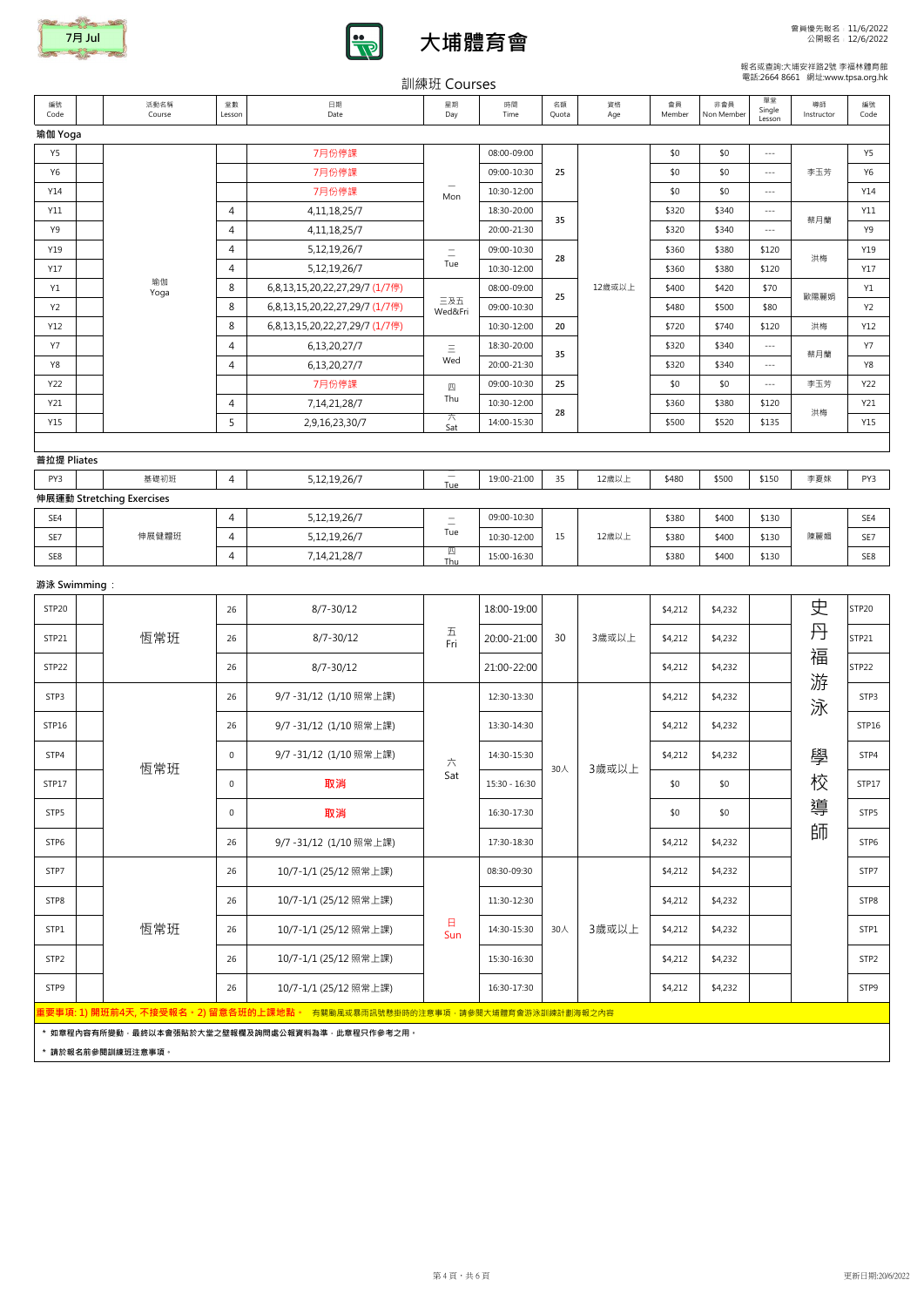7月 Jul

# 大埔體育會

會員優先報名：11/6/2022
公開報名：12/6/2022

報名或查詢:大埔安祥路2號 李福林體育館
電話:2664 8661 網址:www.tpsa.org.hk

## 訓練班 Courses

| 編號 Code | | 活動名稱 Course | 堂數 Lesson | 日期 Date | 星期 Day | 時間 Time | 名額 Quota | 資格 Age | 會員 Member | 非會員 Non Member | 單堂 Single Lesson | 導師 Instructor | 編號 Code |
|---|---|---|---|---|---|---|---|---|---|---|---|---|---|
| **瑜伽 Yoga** | | | | | | | | | | | | | |
| Y5 | | 瑜伽 Yoga | | 7月份停課 | 一 Mon | 08:00-09:00 | 25 | 12歲或以上 | $0 | $0 | --- | 李玉芳 | Y5 |
| Y6 | | | | 7月份停課 | | 09:00-10:30 | | | $0 | $0 | --- | | Y6 |
| Y14 | | | | 7月份停課 | | 10:30-12:00 | | | $0 | $0 | --- | | Y14 |
| Y11 | | | 4 | 4,11,18,25/7 | | 18:30-20:00 | 35 | | $320 | $340 | --- | 蔡月蘭 | Y11 |
| Y9 | | | 4 | 4,11,18,25/7 | | 20:00-21:30 | | | $320 | $340 | --- | | Y9 |
| Y19 | | | 4 | 5,12,19,26/7 | 二 Tue | 09:00-10:30 | 28 | | $360 | $380 | $120 | 洪梅 | Y19 |
| Y17 | | | 4 | 5,12,19,26/7 | | 10:30-12:00 | | | $360 | $380 | $120 | | Y17 |
| Y1 | | | 8 | 6,8,13,15,20,22,27,29/7 (1/7停) | 三及五 Wed&Fri | 08:00-09:00 | 25 | | $400 | $420 | $70 | 歐陽麗娟 | Y1 |
| Y2 | | | 8 | 6,8,13,15,20,22,27,29/7 (1/7停) | | 09:00-10:30 | | | $480 | $500 | $80 | | Y2 |
| Y12 | | | 8 | 6,8,13,15,20,22,27,29/7 (1/7停) | | 10:30-12:00 | 20 | | $720 | $740 | $120 | 洪梅 | Y12 |
| Y7 | | | 4 | 6,13,20,27/7 | 三 Wed | 18:30-20:00 | 35 | | $320 | $340 | --- | 蔡月蘭 | Y7 |
| Y8 | | | 4 | 6,13,20,27/7 | | 20:00-21:30 | | | $320 | $340 | --- | | Y8 |
| Y22 | | | | 7月份停課 | 四 Thu | 09:00-10:30 | 25 | | $0 | $0 | --- | 李玉芳 | Y22 |
| Y21 | | | 4 | 7,14,21,28/7 | | 10:30-12:00 | 28 | | $360 | $380 | $120 | 洪梅 | Y21 |
| Y15 | | | 5 | 2,9,16,23,30/7 | 六 Sat | 14:00-15:30 | | | $500 | $520 | $135 | | Y15 |
| **普拉提 Pliates** | | | | | | | | | | | | | |
| PY3 | | 基礎初班 | 4 | 5,12,19,26/7 | 二 Tue | 19:00-21:00 | 35 | 12歲以上 | $480 | $500 | $150 | 李夏妹 | PY3 |
| **伸展運動 Stretching Exercises** | | | | | | | | | | | | | |
| SE4 | | 伸展健體班 | 4 | 5,12,19,26/7 | 二 Tue | 09:00-10:30 | 15 | 12歲以上 | $380 | $400 | $130 | 陳麗娟 | SE4 |
| SE7 | | | 4 | 5,12,19,26/7 | | 10:30-12:00 | | | $380 | $400 | $130 | | SE7 |
| SE8 | | | 4 | 7,14,21,28/7 | 四 Thu | 15:00-16:30 | | | $380 | $400 | $130 | | SE8 |
| **游泳 Swimming：** | | | | | | | | | | | | | |
| STP20 | | 恆常班 | 26 | 8/7-30/12 | 五 Fri | 18:00-19:00 | 30 | 3歲或以上 | $4,212 | $4,232 | | 史丹福游泳學校導師 | STP20 |
| STP21 | | | 26 | 8/7-30/12 | | 20:00-21:00 | | | $4,212 | $4,232 | | | STP21 |
| STP22 | | | 26 | 8/7-30/12 | | 21:00-22:00 | | | $4,212 | $4,232 | | | STP22 |
| STP3 | | 恆常班 | 26 | 9/7 -31/12 (1/10 照常上課) | 六 Sat | 12:30-13:30 | 30人 | 3歲或以上 | $4,212 | $4,232 | | | STP3 |
| STP16 | | | 26 | 9/7 -31/12 (1/10 照常上課) | | 13:30-14:30 | | | $4,212 | $4,232 | | | STP16 |
| STP4 | | | 0 | 9/7 -31/12 (1/10 照常上課) | | 14:30-15:30 | | | $4,212 | $4,232 | | | STP4 |
| STP17 | | | 0 | 取消 | | 15:30 - 16:30 | | | $0 | $0 | | | STP17 |
| STP5 | | | 0 | 取消 | | 16:30-17:30 | | | $0 | $0 | | | STP5 |
| STP6 | | | 26 | 9/7 -31/12 (1/10 照常上課) | | 17:30-18:30 | | | $4,212 | $4,232 | | | STP6 |
| STP7 | | 恆常班 | 26 | 10/7-1/1 (25/12 照常上課) | 日 Sun | 08:30-09:30 | 30人 | 3歲或以上 | $4,212 | $4,232 | | | STP7 |
| STP8 | | | 26 | 10/7-1/1 (25/12 照常上課) | | 11:30-12:30 | | | $4,212 | $4,232 | | | STP8 |
| STP1 | | | 26 | 10/7-1/1 (25/12 照常上課) | | 14:30-15:30 | | | $4,212 | $4,232 | | | STP1 |
| STP2 | | | 26 | 10/7-1/1 (25/12 照常上課) | | 15:30-16:30 | | | $4,212 | $4,232 | | | STP2 |
| STP9 | | | 26 | 10/7-1/1 (25/12 照常上課) | | 16:30-17:30 | | | $4,212 | $4,232 | | | STP9 |

**重要事項: 1) 開班前4天, 不接受報名。2) 留意各班的上課地點。** 有關颱風或暴雨訊號懸掛時的注意事項，請參閱大埔體育會游泳訓練計劃海報之內容

* 如章程內容有所變動，最終以本會張貼於大堂之壁報欄及詢問處公報資料為準，此章程只作參考之用。

* 請於報名前參閱訓練班注意事項。

更新日期:20/6/2022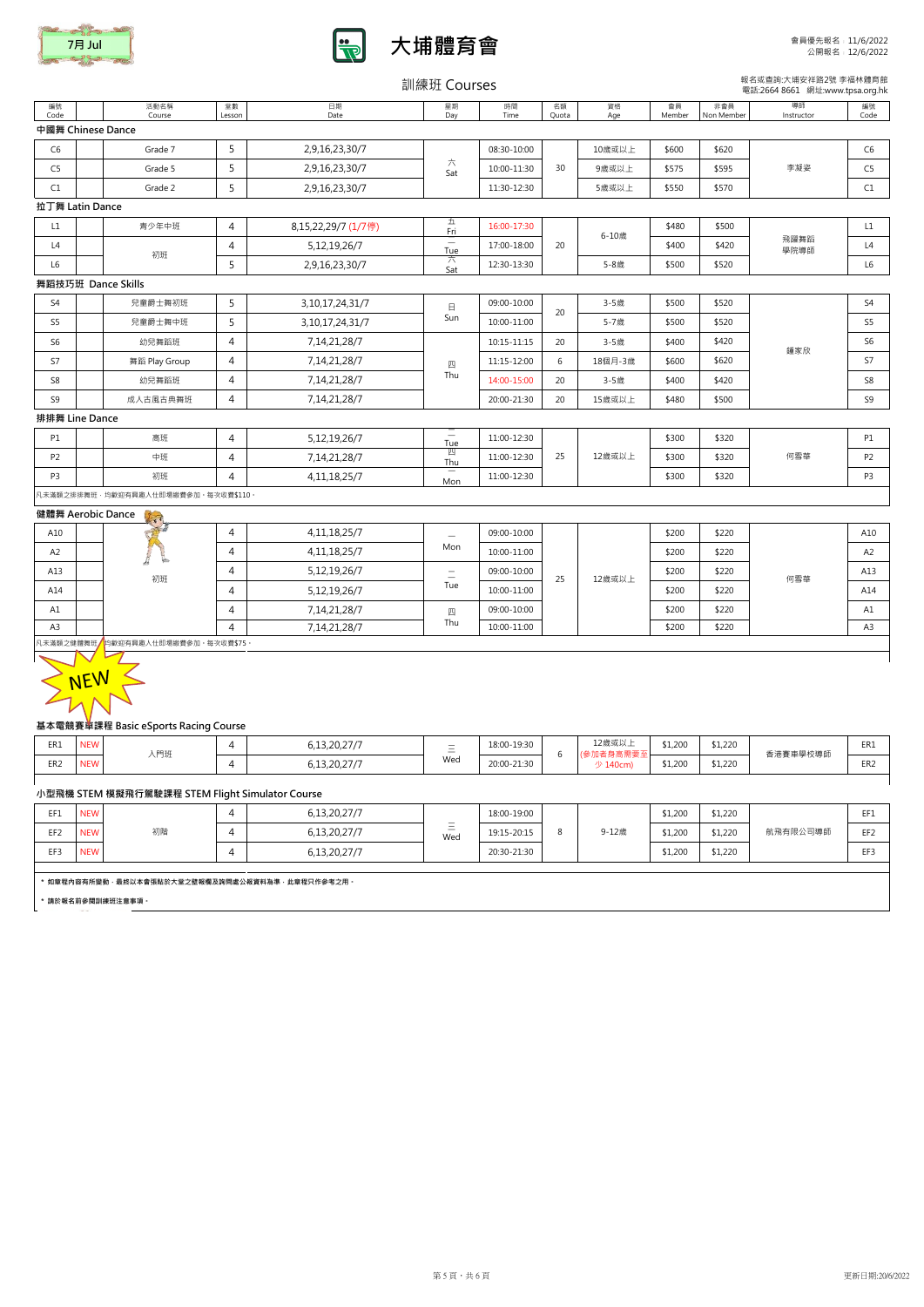7月 Jul

# 大埔體育會

會員優先報名：11/6/2022
公開報名：12/6/2022

## 訓練班 Courses

報名或查詢:大埔安祥路2號 李福林體育館
電話:2664 8661　網址:www.tpsa.org.hk

| 編號 Code | | 活動名稱 Course | 堂數 Lesson | 日期 Date | 星期 Day | 時間 Time | 名額 Quota | 資格 Age | 會員 Member | 非會員 Non Member | 導師 Instructor | 編號 Code |
|---|---|---|---|---|---|---|---|---|---|---|---|---|
| **中國舞 Chinese Dance** | | | | | | | | | | | | |
| C6 | | Grade 7 | 5 | 2,9,16,23,30/7 | 六 Sat | 08:30-10:00 | 30 | 10歲或以上 | $600 | $620 | 李凝姿 | C6 |
| C5 | | Grade 5 | 5 | 2,9,16,23,30/7 | 六 Sat | 10:00-11:30 | 30 | 9歲或以上 | $575 | $595 | 李凝姿 | C5 |
| C1 | | Grade 2 | 5 | 2,9,16,23,30/7 | 六 Sat | 11:30-12:30 | 30 | 5歲或以上 | $550 | $570 | 李凝姿 | C1 |
| **拉丁舞 Latin Dance** | | | | | | | | | | | | |
| L1 | | 青少年中班 | 4 | 8,15,22,29/7 (1/7停) | 五 Fri | 16:00-17:30 | 20 | 6-10歲 | $480 | $500 | 飛躍舞蹈學院導師 | L1 |
| L4 | | 初班 | 4 | 5,12,19,26/7 | 二 Tue | 17:00-18:00 | 20 | 6-10歲 | $400 | $420 | 飛躍舞蹈學院導師 | L4 |
| L6 | | 初班 | 5 | 2,9,16,23,30/7 | 六 Sat | 12:30-13:30 | 20 | 5-8歲 | $500 | $520 | 飛躍舞蹈學院導師 | L6 |
| **舞蹈技巧班 Dance Skills** | | | | | | | | | | | | |
| S4 | | 兒童爵士舞初班 | 5 | 3,10,17,24,31/7 | 日 Sun | 09:00-10:00 | 20 | 3-5歲 | $500 | $520 | 鍾家欣 | S4 |
| S5 | | 兒童爵士舞中班 | 5 | 3,10,17,24,31/7 | 日 Sun | 10:00-11:00 | 20 | 5-7歲 | $500 | $520 | 鍾家欣 | S5 |
| S6 | | 幼兒舞蹈班 | 4 | 7,14,21,28/7 | 四 Thu | 10:15-11:15 | 20 | 3-5歲 | $400 | $420 | 鍾家欣 | S6 |
| S7 | | 舞蹈 Play Group | 4 | 7,14,21,28/7 | 四 Thu | 11:15-12:00 | 6 | 18個月-3歲 | $600 | $620 | 鍾家欣 | S7 |
| S8 | | 幼兒舞蹈班 | 4 | 7,14,21,28/7 | 四 Thu | 14:00-15:00 | 20 | 3-5歲 | $400 | $420 | 鍾家欣 | S8 |
| S9 | | 成人古風古典舞班 | 4 | 7,14,21,28/7 | 四 Thu | 20:00-21:30 | 20 | 15歲或以上 | $480 | $500 | 鍾家欣 | S9 |
| **排排舞 Line Dance** | | | | | | | | | | | | |
| P1 | | 高班 | 4 | 5,12,19,26/7 | 二 Tue | 11:00-12:30 | 25 | 12歲或以上 | $300 | $320 | 何雪華 | P1 |
| P2 | | 中班 | 4 | 7,14,21,28/7 | 四 Thu | 11:00-12:30 | 25 | 12歲或以上 | $300 | $320 | 何雪華 | P2 |
| P3 | | 初班 | 4 | 4,11,18,25/7 | 一 Mon | 11:00-12:30 | 25 | 12歲或以上 | $300 | $320 | 何雪華 | P3 |
| 凡未滿額之排排舞班，均歡迎有興趣人仕即場繳費參加，每次收費$110。 | | | | | | | | | | | | |
| **健體舞 Aerobic Dance** | | | | | | | | | | | | |
| A10 | | 初班 | 4 | 4,11,18,25/7 | 一 Mon | 09:00-10:00 | 25 | 12歲或以上 | $200 | $220 | 何雪華 | A10 |
| A2 | | 初班 | 4 | 4,11,18,25/7 | 一 Mon | 10:00-11:00 | 25 | 12歲或以上 | $200 | $220 | 何雪華 | A2 |
| A13 | | 初班 | 4 | 5,12,19,26/7 | 二 Tue | 09:00-10:00 | 25 | 12歲或以上 | $200 | $220 | 何雪華 | A13 |
| A14 | | 初班 | 4 | 5,12,19,26/7 | 二 Tue | 10:00-11:00 | 25 | 12歲或以上 | $200 | $220 | 何雪華 | A14 |
| A1 | | 初班 | 4 | 7,14,21,28/7 | 四 Thu | 09:00-10:00 | 25 | 12歲或以上 | $200 | $220 | 何雪華 | A1 |
| A3 | | 初班 | 4 | 7,14,21,28/7 | 四 Thu | 10:00-11:00 | 25 | 12歲或以上 | $200 | $220 | 何雪華 | A3 |
| 凡未滿額之健體舞班，均歡迎有興趣人仕即場繳費參加，每次收費$75。 | | | | | | | | | | | | |
| **NEW** | | | | | | | | | | | | |
| **基本電競賽車課程 Basic eSports Racing Course** | | | | | | | | | | | | |
| ER1 | NEW | 入門班 | 4 | 6,13,20,27/7 | 三 Wed | 18:00-19:30 | 6 | 12歲或以上 (參加者身高需要至少 140cm) | $1,200 | $1,220 | 香港賽車學校導師 | ER1 |
| ER2 | NEW | 入門班 | 4 | 6,13,20,27/7 | 三 Wed | 20:00-21:30 | 6 | 12歲或以上 (參加者身高需要至少 140cm) | $1,200 | $1,220 | 香港賽車學校導師 | ER2 |
| **小型飛機 STEM 模擬飛行駕駛課程 STEM Flight Simulator Course** | | | | | | | | | | | | |
| EF1 | NEW | 初階 | 4 | 6,13,20,27/7 | 三 Wed | 18:00-19:00 | 8 | 9-12歲 | $1,200 | $1,220 | 航飛有限公司導師 | EF1 |
| EF2 | NEW | 初階 | 4 | 6,13,20,27/7 | 三 Wed | 19:15-20:15 | 8 | 9-12歲 | $1,200 | $1,220 | 航飛有限公司導師 | EF2 |
| EF3 | NEW | 初階 | 4 | 6,13,20,27/7 | 三 Wed | 20:30-21:30 | 8 | 9-12歲 | $1,200 | $1,220 | 航飛有限公司導師 | EF3 |

* 如章程內容有所變動，最終以本會張貼於大堂之壁報欄及詢問處公報資料為準，此章程只作參考之用。
* 請於報名前參閱訓練班注意事項。

更新日期:20/6/2022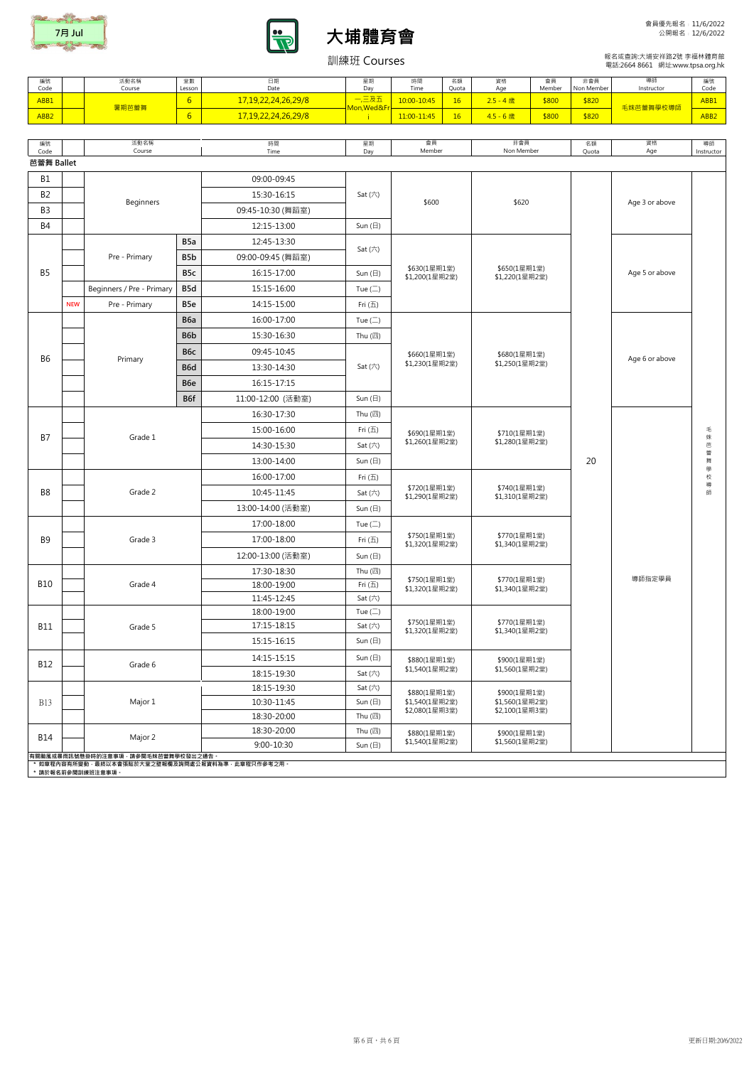7月 Jul

# 大埔體育會

訓練班 Courses

會員優先報名：11/6/2022
公開報名：12/6/2022

報名或查詢:大埔安祥路2號 李福林體育館
電話:2664 8661 網址:www.tpsa.org.hk

| 編號 Code | | 活動名稱 Course | 堂數 Lesson | 日期 Date | 星期 Day | 時間 Time | 名額 Quota | 資格 Age | 會員 Member | 非會員 Non Member | 導師 Instructor | 編號 Code |
|---|---|---|---|---|---|---|---|---|---|---|---|---|
| ABB1 | | 暑期芭蕾舞 | 6 | 17,19,22,24,26,29/8 | 一,三及五 Mon,Wed&Fri | 10:00-10:45 | 16 | 2.5 - 4 歲 | $800 | $820 | 毛姝芭蕾舞學校導師 | ABB1 |
| ABB2 | | | 6 | 17,19,22,24,26,29/8 | | 11:00-11:45 | 16 | 4.5 - 6 歲 | $800 | $820 | | ABB2 |

## 芭蕾舞 Ballet

| 編號 Code | | 活動名稱 Course | | 時間 Time | 星期 Day | 會員 Member | 非會員 Non Member | 名額 Quota | 資格 Age | 導師 Instructor |
|---|---|---|---|---|---|---|---|---|---|---|
| B1 | | Beginners | | 09:00-09:45 | Sat (六) | $600 | $620 | 20 | Age 3 or above | 毛姝芭蕾舞學校導師 |
| B2 | | | | 15:30-16:15 | | | | | | |
| B3 | | | | 09:45-10:30 (舞蹈室) | | | | | | |
| B4 | | | | 12:15-13:00 | Sun (日) | | | | | |
| B5 | | Pre - Primary | B5a | 12:45-13:30 | Sat (六) | $630(1星期1堂) $1,200(1星期2堂) | $650(1星期1堂) $1,220(1星期2堂) | | Age 5 or above | |
| | | | B5b | 09:00-09:45 (舞蹈室) | | | | | | |
| | | | B5c | 16:15-17:00 | Sun (日) | | | | | |
| | | Beginners / Pre - Primary | B5d | 15:15-16:00 | Tue (二) | | | | | |
| | NEW | Pre - Primary | B5e | 14:15-15:00 | Fri (五) | | | | | |
| B6 | | Primary | B6a | 16:00-17:00 | Tue (二) | $660(1星期1堂) $1,230(1星期2堂) | $680(1星期1堂) $1,250(1星期2堂) | | Age 6 or above | |
| | | | B6b | 15:30-16:30 | Thu (四) | | | | | |
| | | | B6c | 09:45-10:45 | Sat (六) | | | | | |
| | | | B6d | 13:30-14:30 | | | | | | |
| | | | B6e | 16:15-17:15 | | | | | | |
| | | | B6f | 11:00-12:00 (活動室) | Sun (日) | | | | | |
| B7 | | Grade 1 | | 16:30-17:30 | Thu (四) | $690(1星期1堂) $1,260(1星期2堂) | $710(1星期1堂) $1,280(1星期2堂) | | 導師指定學員 | |
| | | | | 15:00-16:00 | Fri (五) | | | | | |
| | | | | 14:30-15:30 | Sat (六) | | | | | |
| | | | | 13:00-14:00 | Sun (日) | | | | | |
| B8 | | Grade 2 | | 16:00-17:00 | Fri (五) | $720(1星期1堂) $1,290(1星期2堂) | $740(1星期1堂) $1,310(1星期2堂) | | | |
| | | | | 10:45-11:45 | Sat (六) | | | | | |
| | | | | 13:00-14:00 (活動室) | Sun (日) | | | | | |
| B9 | | Grade 3 | | 17:00-18:00 | Tue (二) | $750(1星期1堂) $1,320(1星期2堂) | $770(1星期1堂) $1,340(1星期2堂) | | | |
| | | | | 17:00-18:00 | Fri (五) | | | | | |
| | | | | 12:00-13:00 (活動室) | Sun (日) | | | | | |
| B10 | | Grade 4 | | 17:30-18:30 | Thu (四) | $750(1星期1堂) $1,320(1星期2堂) | $770(1星期1堂) $1,340(1星期2堂) | | | |
| | | | | 18:00-19:00 | Fri (五) | | | | | |
| | | | | 11:45-12:45 | Sat (六) | | | | | |
| B11 | | Grade 5 | | 18:00-19:00 | Tue (二) | $750(1星期1堂) $1,320(1星期2堂) | $770(1星期1堂) $1,340(1星期2堂) | | | |
| | | | | 17:15-18:15 | Sat (六) | | | | | |
| | | | | 15:15-16:15 | Sun (日) | | | | | |
| B12 | | Grade 6 | | 14:15-15:15 | Sun (日) | $880(1星期1堂) $1,540(1星期2堂) | $900(1星期1堂) $1,560(1星期2堂) | | | |
| | | | | 18:15-19:30 | Sat (六) | | | | | |
| B13 | | Major 1 | | 18:15-19:30 | Sat (六) | $880(1星期1堂) $1,540(1星期2堂) $2,080(1星期3堂) | $900(1星期1堂) $1,560(1星期2堂) $2,100(1星期3堂) | | | |
| | | | | 10:30-11:45 | Sun (日) | | | | | |
| | | | | 18:30-20:00 | Thu (四) | | | | | |
| B14 | | Major 2 | | 18:30-20:00 | Thu (四) | $880(1星期1堂) $1,540(1星期2堂) | $900(1星期1堂) $1,560(1星期2堂) | | | |
| | | | | 9:00-10:30 | Sun (日) | | | | | |

有關颱風或暴雨訊號懸掛時的注意事項，請參閱毛姝芭蕾舞學校發出之通告。
* 如章程內容有所變動，最終以本會張貼於大堂之壁報欄及詢問處公報資料為準，此章程只作參考之用。
* 請於報名前參閱訓練班注意事項。

更新日期:20/6/2022